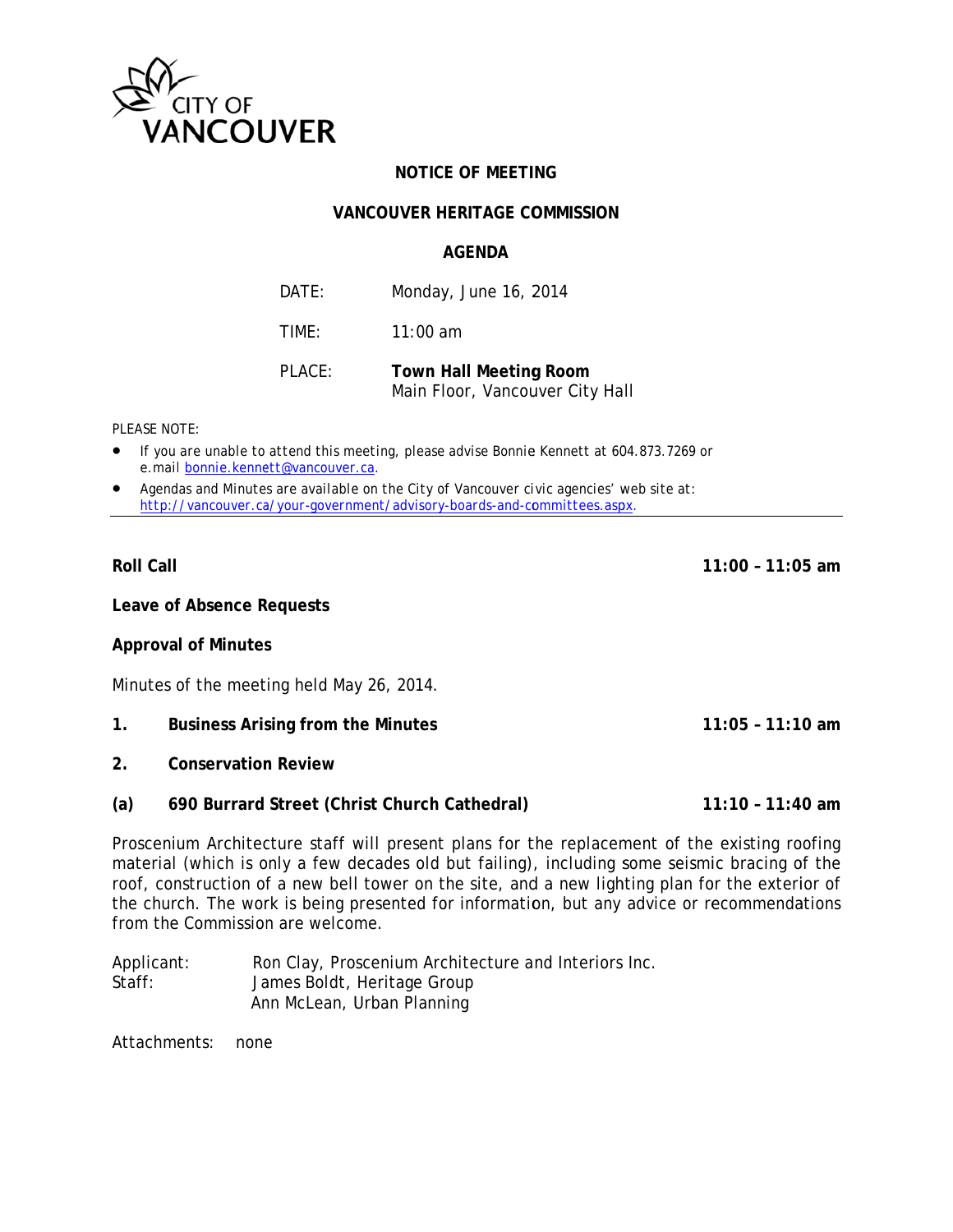CITY OF VANCOUVER

# NOTICE OF MEETING

## VANCOUVER HERITAGE COMMISSION

## AGENDA

| | |
|---|---|
| DATE: | Monday, June 16, 2014 |
| TIME: | 11:00 am |
| PLACE: | **Town Hall Meeting Room**<br>Main Floor, Vancouver City Hall |

PLEASE NOTE:

- If you are unable to attend this meeting, please advise Bonnie Kennett at 604.873.7269 or e.mail bonnie.kennett@vancouver.ca.
- Agendas and Minutes are available on the City of Vancouver civic agencies' web site at: http://vancouver.ca/your-government/advisory-boards-and-committees.aspx.

---

**Roll Call** **11:00 – 11:05 am**

**Leave of Absence Requests**

**Approval of Minutes**

Minutes of the meeting held May 26, 2014.

**1. Business Arising from the Minutes** **11:05 – 11:10 am**

**2. Conservation Review**

**(a) 690 Burrard Street (Christ Church Cathedral)** **11:10 – 11:40 am**

Proscenium Architecture staff will present plans for the replacement of the existing roofing material (which is only a few decades old but failing), including some seismic bracing of the roof, construction of a new bell tower on the site, and a new lighting plan for the exterior of the church. The work is being presented for information, but any advice or recommendations from the Commission are welcome.

| | |
|---|---|
| Applicant: | Ron Clay, Proscenium Architecture and Interiors Inc. |
| Staff: | James Boldt, Heritage Group<br>Ann McLean, Urban Planning |

Attachments: none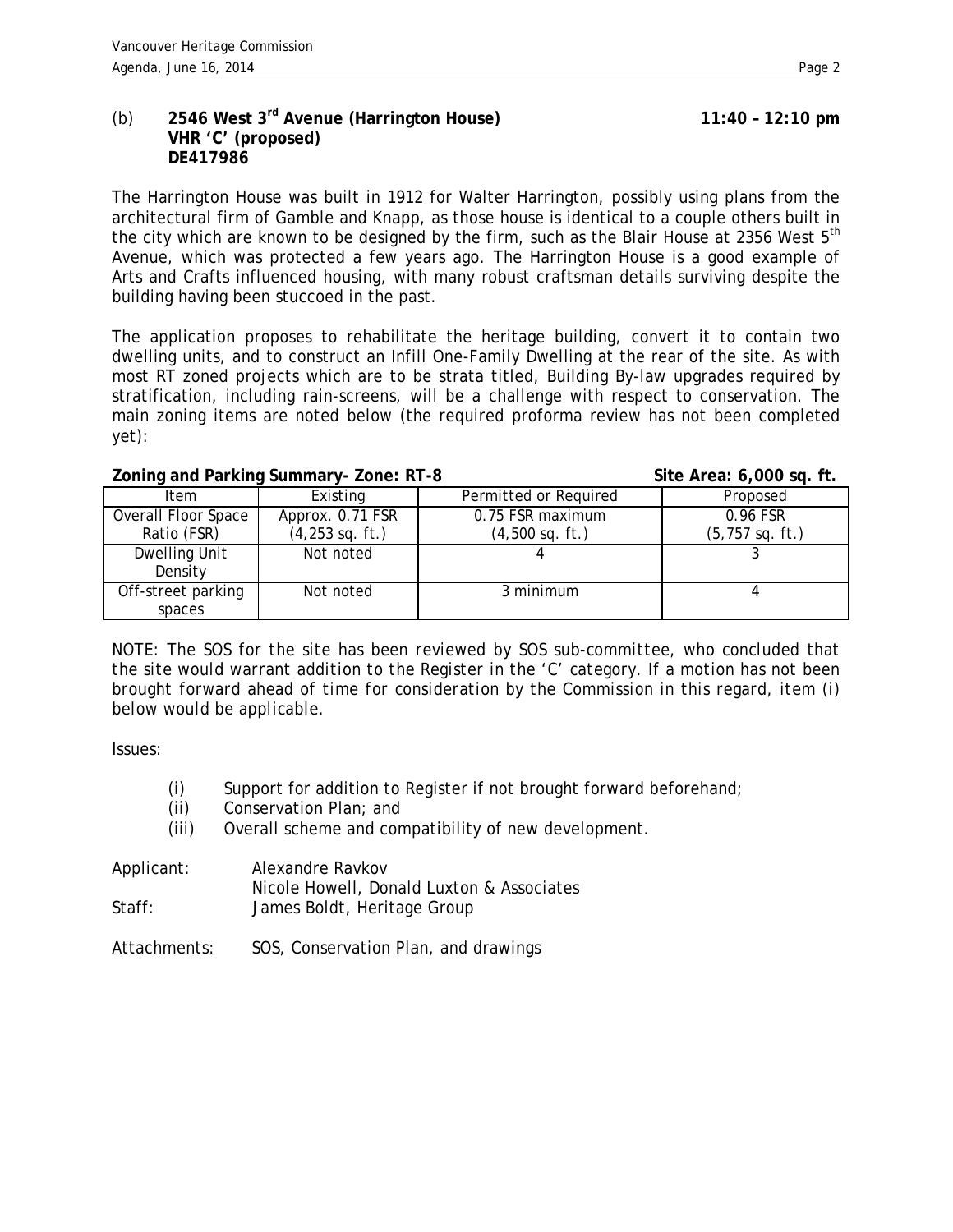(b) **2546 West 3rd Avenue (Harrington House)** **11:40 – 12:10 pm**
**VHR 'C' (proposed)**
**DE417986**

The Harrington House was built in 1912 for Walter Harrington, possibly using plans from the architectural firm of Gamble and Knapp, as those house is identical to a couple others built in the city which are known to be designed by the firm, such as the Blair House at 2356 West 5th Avenue, which was protected a few years ago. The Harrington House is a good example of Arts and Crafts influenced housing, with many robust craftsman details surviving despite the building having been stuccoed in the past.

The application proposes to rehabilitate the heritage building, convert it to contain two dwelling units, and to construct an Infill One-Family Dwelling at the rear of the site. As with most RT zoned projects which are to be strata titled, Building By-law upgrades required by stratification, including rain-screens, will be a challenge with respect to conservation. The main zoning items are noted below (the required proforma review has not been completed yet):

**Zoning and Parking Summary- Zone: RT-8** **Site Area: 6,000 sq. ft.**

| Item | Existing | Permitted or Required | Proposed |
|---|---|---|---|
| Overall Floor Space Ratio (FSR) | Approx. 0.71 FSR (4,253 sq. ft.) | 0.75 FSR maximum (4,500 sq. ft.) | 0.96 FSR (5,757 sq. ft.) |
| Dwelling Unit Density | Not noted | 4 | 3 |
| Off-street parking spaces | Not noted | 3 minimum | 4 |

NOTE: The SOS for the site has been reviewed by SOS sub-committee, who concluded that the site would warrant addition to the Register in the 'C' category. If a motion has not been brought forward ahead of time for consideration by the Commission in this regard, item (i) below would be applicable.

Issues:

(i) Support for addition to Register if not brought forward beforehand;
(ii) Conservation Plan; and
(iii) Overall scheme and compatibility of new development.

Applicant: Alexandre Ravkov
Nicole Howell, Donald Luxton & Associates

Staff: James Boldt, Heritage Group

Attachments: SOS, Conservation Plan, and drawings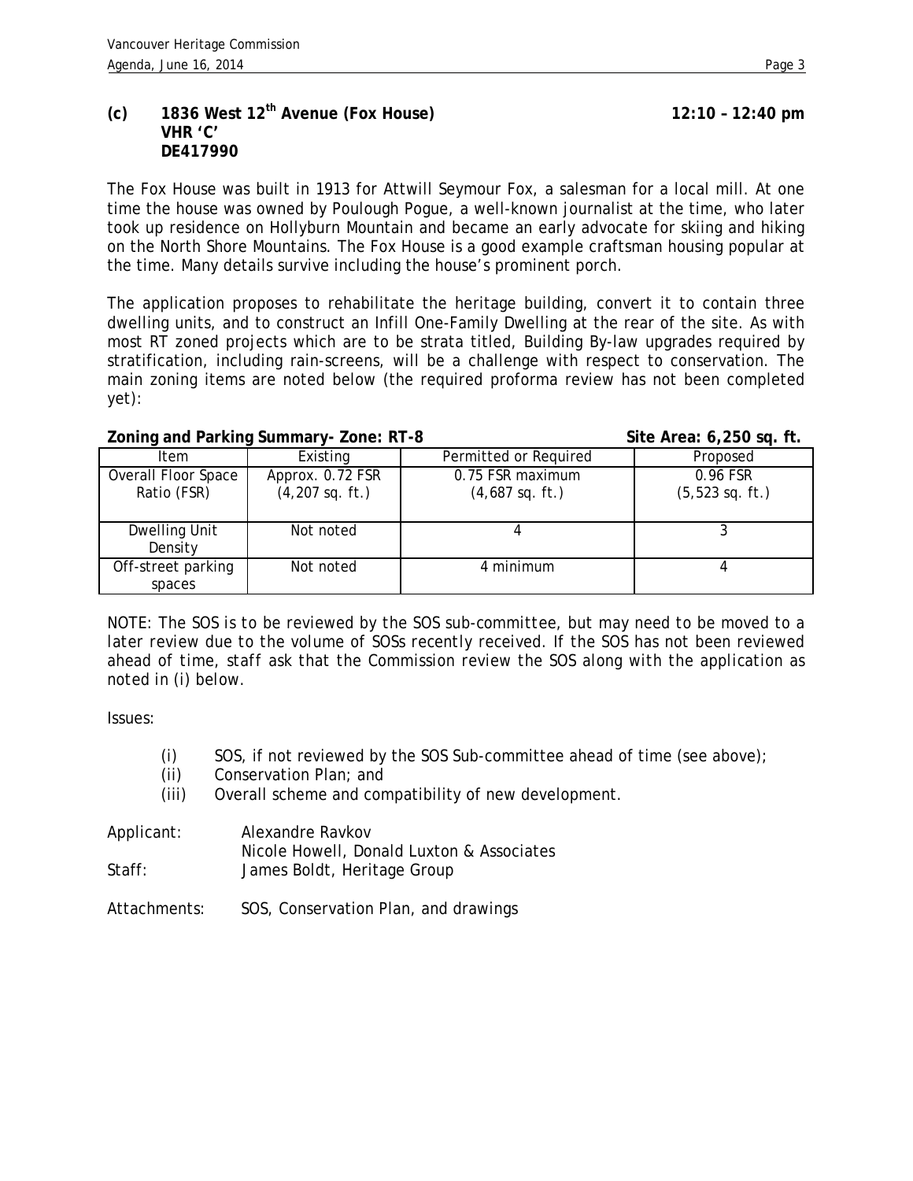### (c) 1836 West 12th Avenue (Fox House) 12:10 – 12:40 pm
**VHR 'C'**
**DE417990**

The Fox House was built in 1913 for Attwill Seymour Fox, a salesman for a local mill. At one time the house was owned by Poulough Pogue, a well-known journalist at the time, who later took up residence on Hollyburn Mountain and became an early advocate for skiing and hiking on the North Shore Mountains. The Fox House is a good example craftsman housing popular at the time. Many details survive including the house's prominent porch.

The application proposes to rehabilitate the heritage building, convert it to contain three dwelling units, and to construct an Infill One-Family Dwelling at the rear of the site. As with most RT zoned projects which are to be strata titled, Building By-law upgrades required by stratification, including rain-screens, will be a challenge with respect to conservation. The main zoning items are noted below (the required proforma review has not been completed yet):

**Zoning and Parking Summary- Zone: RT-8** **Site Area: 6,250 sq. ft.**

| Item | Existing | Permitted or Required | Proposed |
|---|---|---|---|
| Overall Floor Space Ratio (FSR) | Approx. 0.72 FSR (4,207 sq. ft.) | 0.75 FSR maximum (4,687 sq. ft.) | 0.96 FSR (5,523 sq. ft.) |
| Dwelling Unit Density | Not noted | 4 | 3 |
| Off-street parking spaces | Not noted | 4 minimum | 4 |

NOTE: The SOS is to be reviewed by the SOS sub-committee, but may need to be moved to a later review due to the volume of SOSs recently received. If the SOS has not been reviewed ahead of time, staff ask that the Commission review the SOS along with the application as noted in (i) below.

Issues:

- (i) SOS, if not reviewed by the SOS Sub-committee ahead of time (see above);
- (ii) Conservation Plan; and
- (iii) Overall scheme and compatibility of new development.

Applicant: Alexandre Ravkov
Nicole Howell, Donald Luxton & Associates

Staff: James Boldt, Heritage Group

Attachments: SOS, Conservation Plan, and drawings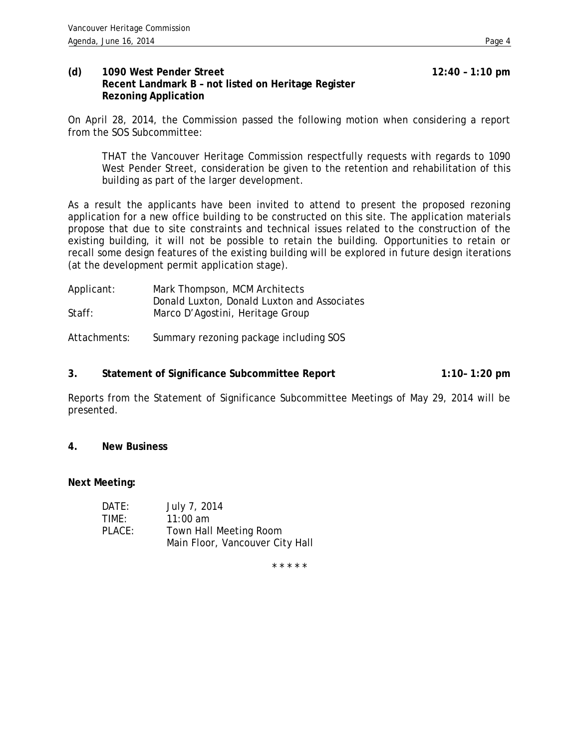**(d) 1090 West Pender Street 12:40 – 1:10 pm**
**Recent Landmark B – not listed on Heritage Register**
**Rezoning Application**

On April 28, 2014, the Commission passed the following motion when considering a report from the SOS Subcommittee:

> THAT the Vancouver Heritage Commission respectfully requests with regards to 1090 West Pender Street, consideration be given to the retention and rehabilitation of this building as part of the larger development.

As a result the applicants have been invited to attend to present the proposed rezoning application for a new office building to be constructed on this site. The application materials propose that due to site constraints and technical issues related to the construction of the existing building, it will not be possible to retain the building. Opportunities to retain or recall some design features of the existing building will be explored in future design iterations (at the development permit application stage).

| | |
|---|---|
| Applicant: | Mark Thompson, MCM Architects |
| | Donald Luxton, Donald Luxton and Associates |
| Staff: | Marco D'Agostini, Heritage Group |

Attachments: Summary rezoning package including SOS

**3. Statement of Significance Subcommittee Report 1:10– 1:20 pm**

Reports from the Statement of Significance Subcommittee Meetings of May 29, 2014 will be presented.

**4. New Business**

**Next Meeting:**

| | |
|---|---|
| DATE: | July 7, 2014 |
| TIME: | 11:00 am |
| PLACE: | Town Hall Meeting Room |
| | Main Floor, Vancouver City Hall |

\* \* \* \* \*